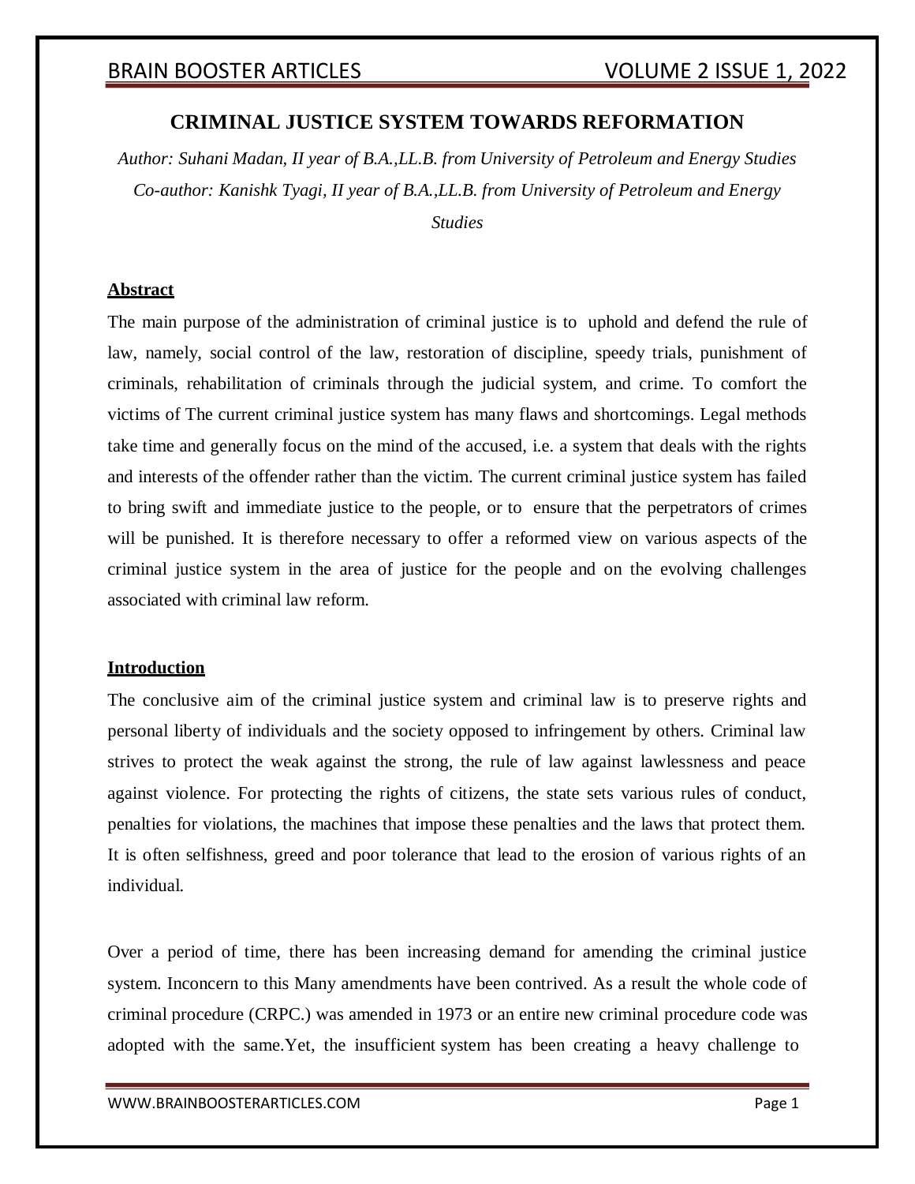# CRIMINAL JUSTICE SYSTEM TOWARDS REFORMATION

*Author: Suhani Madan, II year of B.A.,LL.B. from University of Petroleum and Energy Studies*
*Co-author: Kanishk Tyagi, II year of B.A.,LL.B. from University of Petroleum and Energy Studies*

## Abstract

The main purpose of the administration of criminal justice is to uphold and defend the rule of law, namely, social control of the law, restoration of discipline, speedy trials, punishment of criminals, rehabilitation of criminals through the judicial system, and crime. To comfort the victims of The current criminal justice system has many flaws and shortcomings. Legal methods take time and generally focus on the mind of the accused, i.e. a system that deals with the rights and interests of the offender rather than the victim. The current criminal justice system has failed to bring swift and immediate justice to the people, or to ensure that the perpetrators of crimes will be punished. It is therefore necessary to offer a reformed view on various aspects of the criminal justice system in the area of justice for the people and on the evolving challenges associated with criminal law reform.

## Introduction

The conclusive aim of the criminal justice system and criminal law is to preserve rights and personal liberty of individuals and the society opposed to infringement by others. Criminal law strives to protect the weak against the strong, the rule of law against lawlessness and peace against violence. For protecting the rights of citizens, the state sets various rules of conduct, penalties for violations, the machines that impose these penalties and the laws that protect them. It is often selfishness, greed and poor tolerance that lead to the erosion of various rights of an individual.

Over a period of time, there has been increasing demand for amending the criminal justice system. Inconcern to this Many amendments have been contrived. As a result the whole code of criminal procedure (CRPC.) was amended in 1973 or an entire new criminal procedure code was adopted with the same.Yet, the insufficient system has been creating a heavy challenge to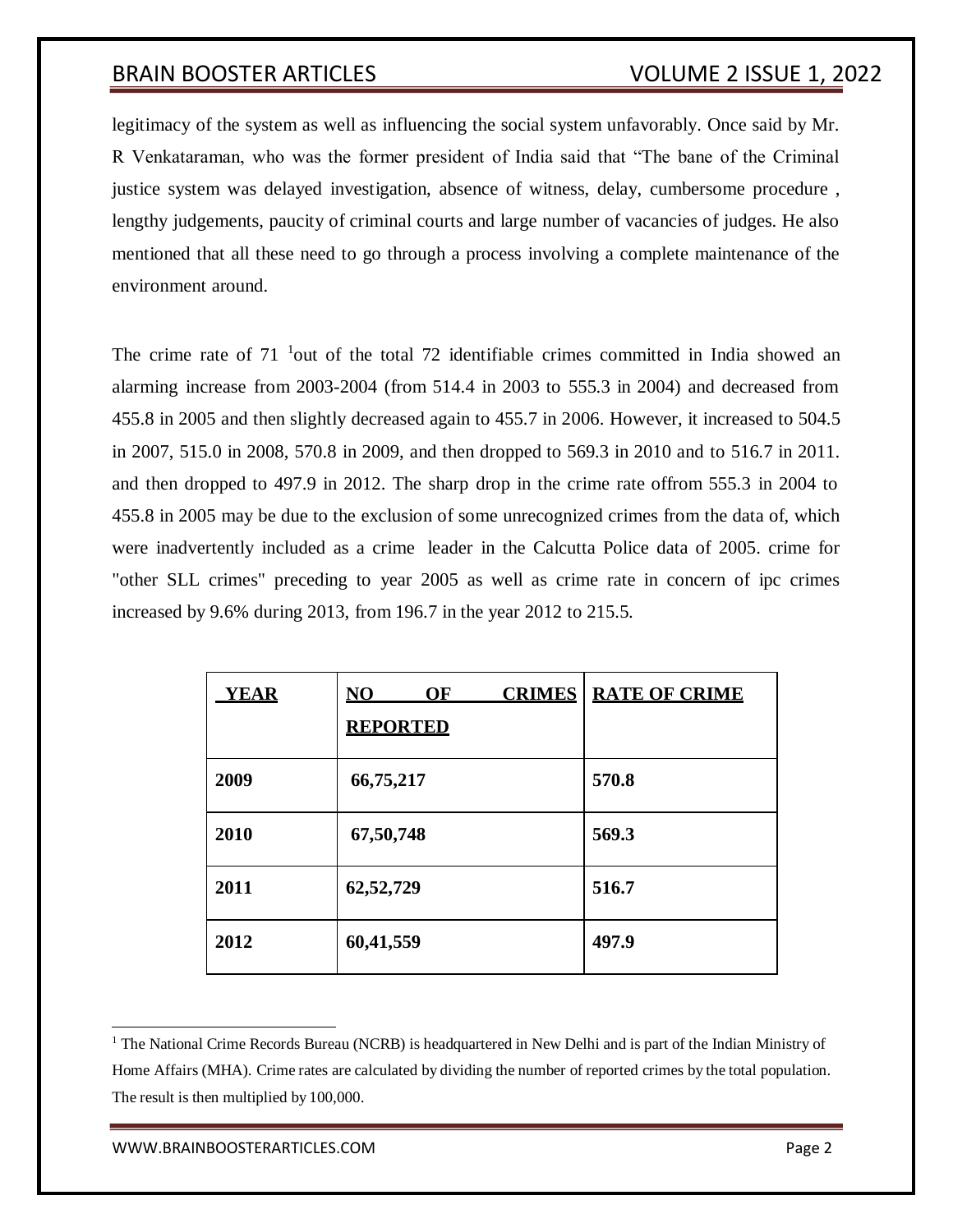legitimacy of the system as well as influencing the social system unfavorably. Once said by Mr. R Venkataraman, who was the former president of India said that "The bane of the Criminal justice system was delayed investigation, absence of witness, delay, cumbersome procedure , lengthy judgements, paucity of criminal courts and large number of vacancies of judges. He also mentioned that all these need to go through a process involving a complete maintenance of the environment around.

The crime rate of 71 [1]out of the total 72 identifiable crimes committed in India showed an alarming increase from 2003-2004 (from 514.4 in 2003 to 555.3 in 2004) and decreased from 455.8 in 2005 and then slightly decreased again to 455.7 in 2006. However, it increased to 504.5 in 2007, 515.0 in 2008, 570.8 in 2009, and then dropped to 569.3 in 2010 and to 516.7 in 2011. and then dropped to 497.9 in 2012. The sharp drop in the crime rate offrom 555.3 in 2004 to 455.8 in 2005 may be due to the exclusion of some unrecognized crimes from the data of, which were inadvertently included as a crime leader in the Calcutta Police data of 2005. crime for "other SLL crimes" preceding to year 2005 as well as crime rate in concern of ipc crimes increased by 9.6% during 2013, from 196.7 in the year 2012 to 215.5.

| YEAR | NO OF CRIMES REPORTED | RATE OF CRIME |
|---|---|---|
| **2009** | **66,75,217** | **570.8** |
| **2010** | **67,50,748** | **569.3** |
| **2011** | **62,52,729** | **516.7** |
| **2012** | **60,41,559** | **497.9** |

[1] The National Crime Records Bureau (NCRB) is headquartered in New Delhi and is part of the Indian Ministry of Home Affairs (MHA). Crime rates are calculated by dividing the number of reported crimes by the total population. The result is then multiplied by 100,000.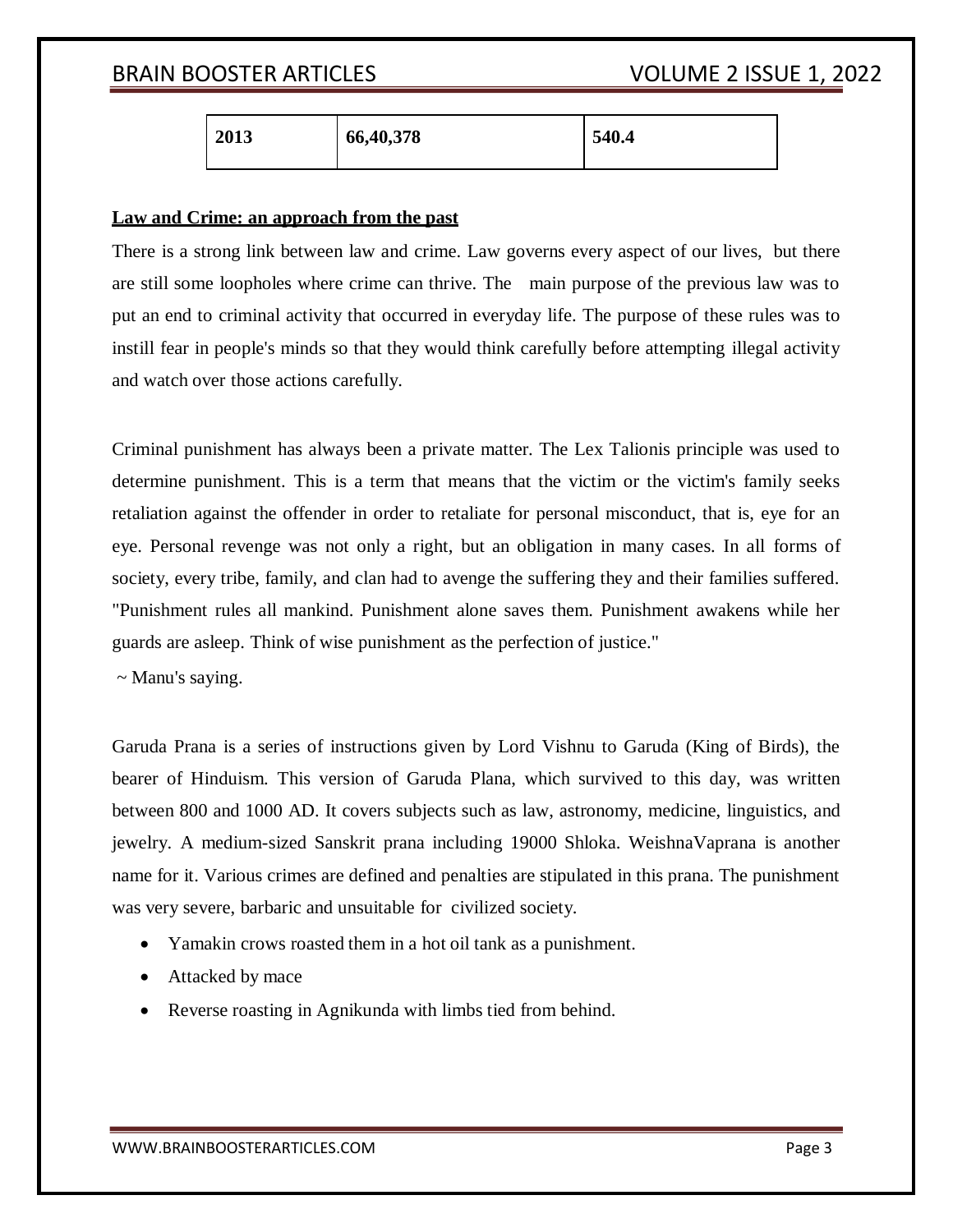| 2013 | 66,40,378 | 540.4 |
|---|---|---|

**Law and Crime: an approach from the past**

There is a strong link between law and crime. Law governs every aspect of our lives, but there are still some loopholes where crime can thrive. The main purpose of the previous law was to put an end to criminal activity that occurred in everyday life. The purpose of these rules was to instill fear in people's minds so that they would think carefully before attempting illegal activity and watch over those actions carefully.

Criminal punishment has always been a private matter. The Lex Talionis principle was used to determine punishment. This is a term that means that the victim or the victim's family seeks retaliation against the offender in order to retaliate for personal misconduct, that is, eye for an eye. Personal revenge was not only a right, but an obligation in many cases. In all forms of society, every tribe, family, and clan had to avenge the suffering they and their families suffered. "Punishment rules all mankind. Punishment alone saves them. Punishment awakens while her guards are asleep. Think of wise punishment as the perfection of justice."

~ Manu's saying.

Garuda Prana is a series of instructions given by Lord Vishnu to Garuda (King of Birds), the bearer of Hinduism. This version of Garuda Plana, which survived to this day, was written between 800 and 1000 AD. It covers subjects such as law, astronomy, medicine, linguistics, and jewelry. A medium-sized Sanskrit prana including 19000 Shloka. WeishnaVaprana is another name for it. Various crimes are defined and penalties are stipulated in this prana. The punishment was very severe, barbaric and unsuitable for civilized society.

- Yamakin crows roasted them in a hot oil tank as a punishment.
- Attacked by mace
- Reverse roasting in Agnikunda with limbs tied from behind.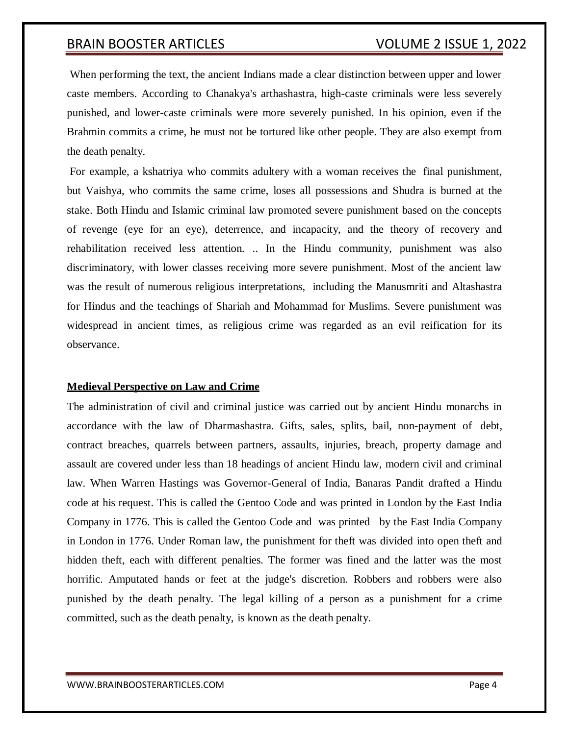When performing the text, the ancient Indians made a clear distinction between upper and lower caste members. According to Chanakya's arthashastra, high-caste criminals were less severely punished, and lower-caste criminals were more severely punished. In his opinion, even if the Brahmin commits a crime, he must not be tortured like other people. They are also exempt from the death penalty.

For example, a kshatriya who commits adultery with a woman receives the final punishment, but Vaishya, who commits the same crime, loses all possessions and Shudra is burned at the stake. Both Hindu and Islamic criminal law promoted severe punishment based on the concepts of revenge (eye for an eye), deterrence, and incapacity, and the theory of recovery and rehabilitation received less attention. .. In the Hindu community, punishment was also discriminatory, with lower classes receiving more severe punishment. Most of the ancient law was the result of numerous religious interpretations, including the Manusmriti and Altashastra for Hindus and the teachings of Shariah and Mohammad for Muslims. Severe punishment was widespread in ancient times, as religious crime was regarded as an evil reification for its observance.

## Medieval Perspective on Law and Crime

The administration of civil and criminal justice was carried out by ancient Hindu monarchs in accordance with the law of Dharmashastra. Gifts, sales, splits, bail, non-payment of debt, contract breaches, quarrels between partners, assaults, injuries, breach, property damage and assault are covered under less than 18 headings of ancient Hindu law, modern civil and criminal law. When Warren Hastings was Governor-General of India, Banaras Pandit drafted a Hindu code at his request. This is called the Gentoo Code and was printed in London by the East India Company in 1776. This is called the Gentoo Code and was printed by the East India Company in London in 1776. Under Roman law, the punishment for theft was divided into open theft and hidden theft, each with different penalties. The former was fined and the latter was the most horrific. Amputated hands or feet at the judge's discretion. Robbers and robbers were also punished by the death penalty. The legal killing of a person as a punishment for a crime committed, such as the death penalty, is known as the death penalty.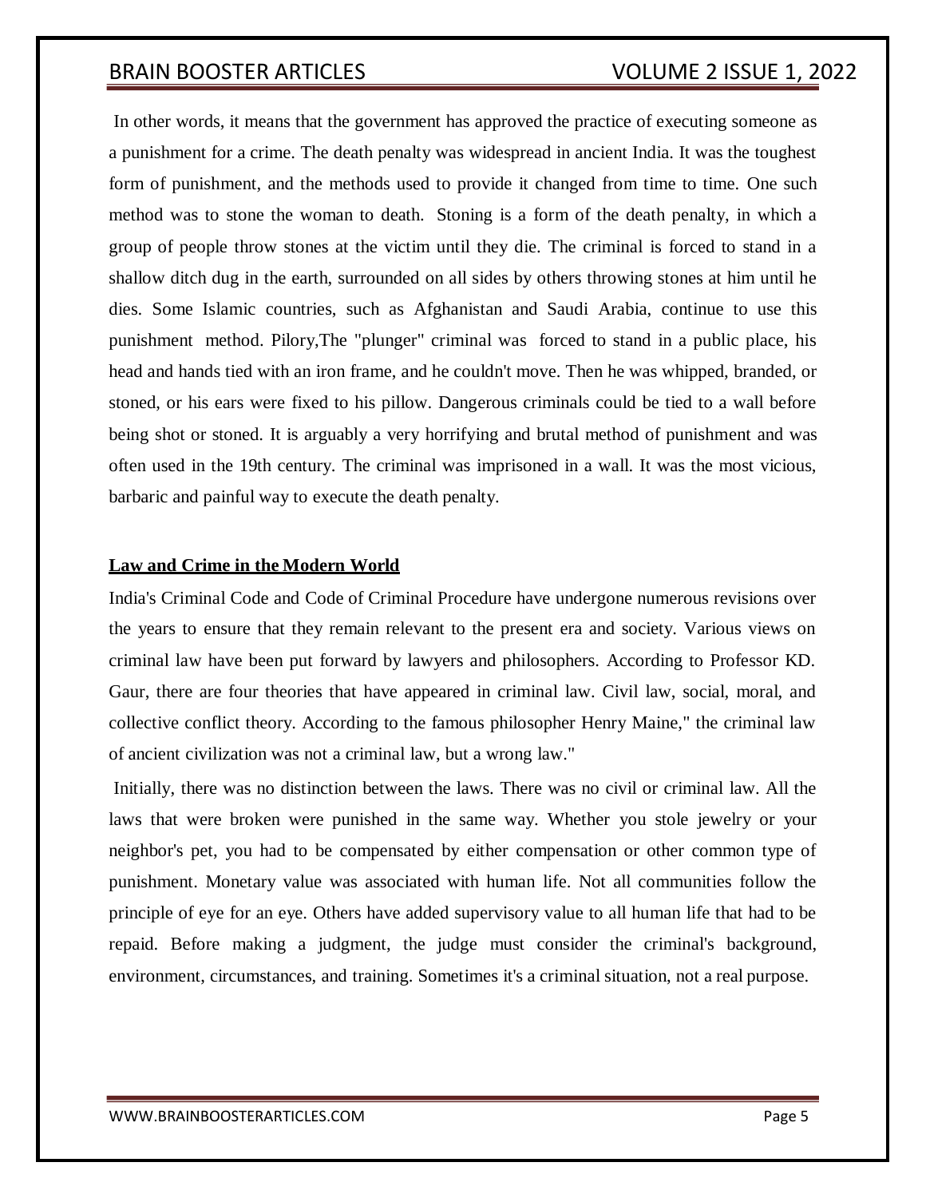In other words, it means that the government has approved the practice of executing someone as a punishment for a crime. The death penalty was widespread in ancient India. It was the toughest form of punishment, and the methods used to provide it changed from time to time. One such method was to stone the woman to death. Stoning is a form of the death penalty, in which a group of people throw stones at the victim until they die. The criminal is forced to stand in a shallow ditch dug in the earth, surrounded on all sides by others throwing stones at him until he dies. Some Islamic countries, such as Afghanistan and Saudi Arabia, continue to use this punishment method. Pilory,The "plunger" criminal was forced to stand in a public place, his head and hands tied with an iron frame, and he couldn't move. Then he was whipped, branded, or stoned, or his ears were fixed to his pillow. Dangerous criminals could be tied to a wall before being shot or stoned. It is arguably a very horrifying and brutal method of punishment and was often used in the 19th century. The criminal was imprisoned in a wall. It was the most vicious, barbaric and painful way to execute the death penalty.

## **Law and Crime in the Modern World**

India's Criminal Code and Code of Criminal Procedure have undergone numerous revisions over the years to ensure that they remain relevant to the present era and society. Various views on criminal law have been put forward by lawyers and philosophers. According to Professor KD. Gaur, there are four theories that have appeared in criminal law. Civil law, social, moral, and collective conflict theory. According to the famous philosopher Henry Maine," the criminal law of ancient civilization was not a criminal law, but a wrong law."

Initially, there was no distinction between the laws. There was no civil or criminal law. All the laws that were broken were punished in the same way. Whether you stole jewelry or your neighbor's pet, you had to be compensated by either compensation or other common type of punishment. Monetary value was associated with human life. Not all communities follow the principle of eye for an eye. Others have added supervisory value to all human life that had to be repaid. Before making a judgment, the judge must consider the criminal's background, environment, circumstances, and training. Sometimes it's a criminal situation, not a real purpose.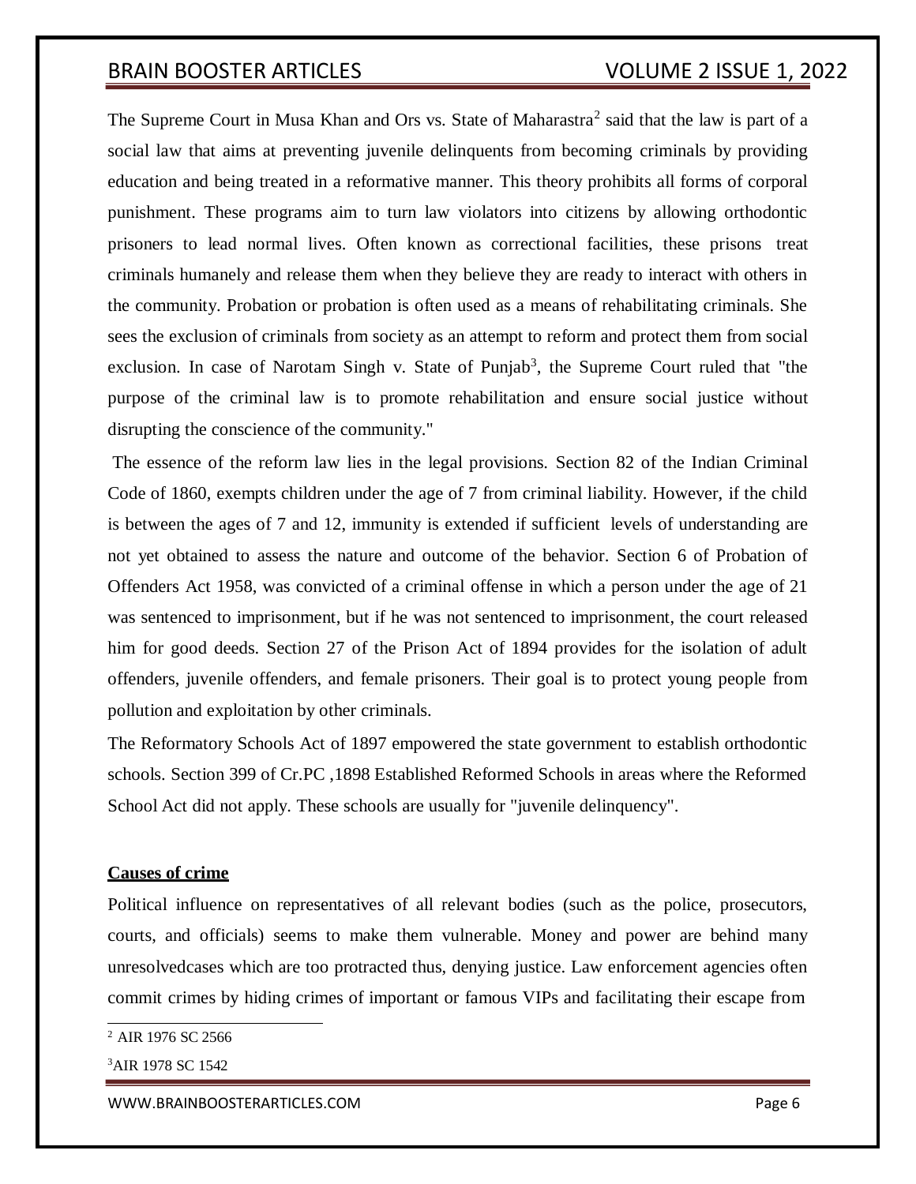The Supreme Court in Musa Khan and Ors vs. State of Maharastra[2] said that the law is part of a social law that aims at preventing juvenile delinquents from becoming criminals by providing education and being treated in a reformative manner. This theory prohibits all forms of corporal punishment. These programs aim to turn law violators into citizens by allowing orthodontic prisoners to lead normal lives. Often known as correctional facilities, these prisons treat criminals humanely and release them when they believe they are ready to interact with others in the community. Probation or probation is often used as a means of rehabilitating criminals. She sees the exclusion of criminals from society as an attempt to reform and protect them from social exclusion. In case of Narotam Singh v. State of Punjab[3], the Supreme Court ruled that "the purpose of the criminal law is to promote rehabilitation and ensure social justice without disrupting the conscience of the community."

The essence of the reform law lies in the legal provisions. Section 82 of the Indian Criminal Code of 1860, exempts children under the age of 7 from criminal liability. However, if the child is between the ages of 7 and 12, immunity is extended if sufficient levels of understanding are not yet obtained to assess the nature and outcome of the behavior. Section 6 of Probation of Offenders Act 1958, was convicted of a criminal offense in which a person under the age of 21 was sentenced to imprisonment, but if he was not sentenced to imprisonment, the court released him for good deeds. Section 27 of the Prison Act of 1894 provides for the isolation of adult offenders, juvenile offenders, and female prisoners. Their goal is to protect young people from pollution and exploitation by other criminals.

The Reformatory Schools Act of 1897 empowered the state government to establish orthodontic schools. Section 399 of Cr.PC ,1898 Established Reformed Schools in areas where the Reformed School Act did not apply. These schools are usually for "juvenile delinquency".

**Causes of crime**

Political influence on representatives of all relevant bodies (such as the police, prosecutors, courts, and officials) seems to make them vulnerable. Money and power are behind many unresolvedcases which are too protracted thus, denying justice. Law enforcement agencies often commit crimes by hiding crimes of important or famous VIPs and facilitating their escape from

---

[2] AIR 1976 SC 2566

[3] AIR 1978 SC 1542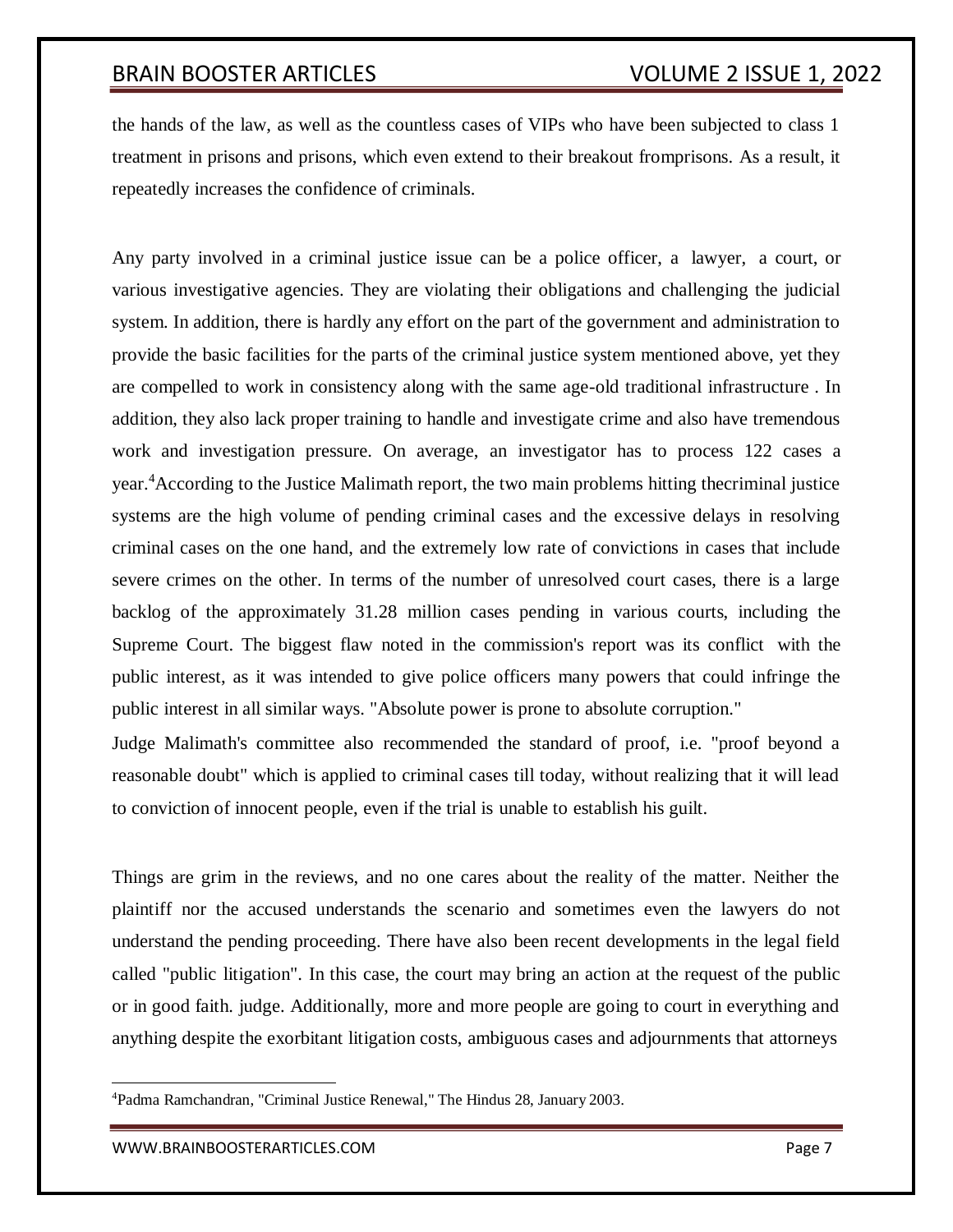the hands of the law, as well as the countless cases of VIPs who have been subjected to class 1 treatment in prisons and prisons, which even extend to their breakout fromprisons. As a result, it repeatedly increases the confidence of criminals.

Any party involved in a criminal justice issue can be a police officer, a lawyer, a court, or various investigative agencies. They are violating their obligations and challenging the judicial system. In addition, there is hardly any effort on the part of the government and administration to provide the basic facilities for the parts of the criminal justice system mentioned above, yet they are compelled to work in consistency along with the same age-old traditional infrastructure . In addition, they also lack proper training to handle and investigate crime and also have tremendous work and investigation pressure. On average, an investigator has to process 122 cases a year.[4]According to the Justice Malimath report, the two main problems hitting thecriminal justice systems are the high volume of pending criminal cases and the excessive delays in resolving criminal cases on the one hand, and the extremely low rate of convictions in cases that include severe crimes on the other. In terms of the number of unresolved court cases, there is a large backlog of the approximately 31.28 million cases pending in various courts, including the Supreme Court. The biggest flaw noted in the commission's report was its conflict with the public interest, as it was intended to give police officers many powers that could infringe the public interest in all similar ways. "Absolute power is prone to absolute corruption."

Judge Malimath's committee also recommended the standard of proof, i.e. "proof beyond a reasonable doubt" which is applied to criminal cases till today, without realizing that it will lead to conviction of innocent people, even if the trial is unable to establish his guilt.

Things are grim in the reviews, and no one cares about the reality of the matter. Neither the plaintiff nor the accused understands the scenario and sometimes even the lawyers do not understand the pending proceeding. There have also been recent developments in the legal field called "public litigation". In this case, the court may bring an action at the request of the public or in good faith. judge. Additionally, more and more people are going to court in everything and anything despite the exorbitant litigation costs, ambiguous cases and adjournments that attorneys

[4]Padma Ramchandran, "Criminal Justice Renewal," The Hindus 28, January 2003.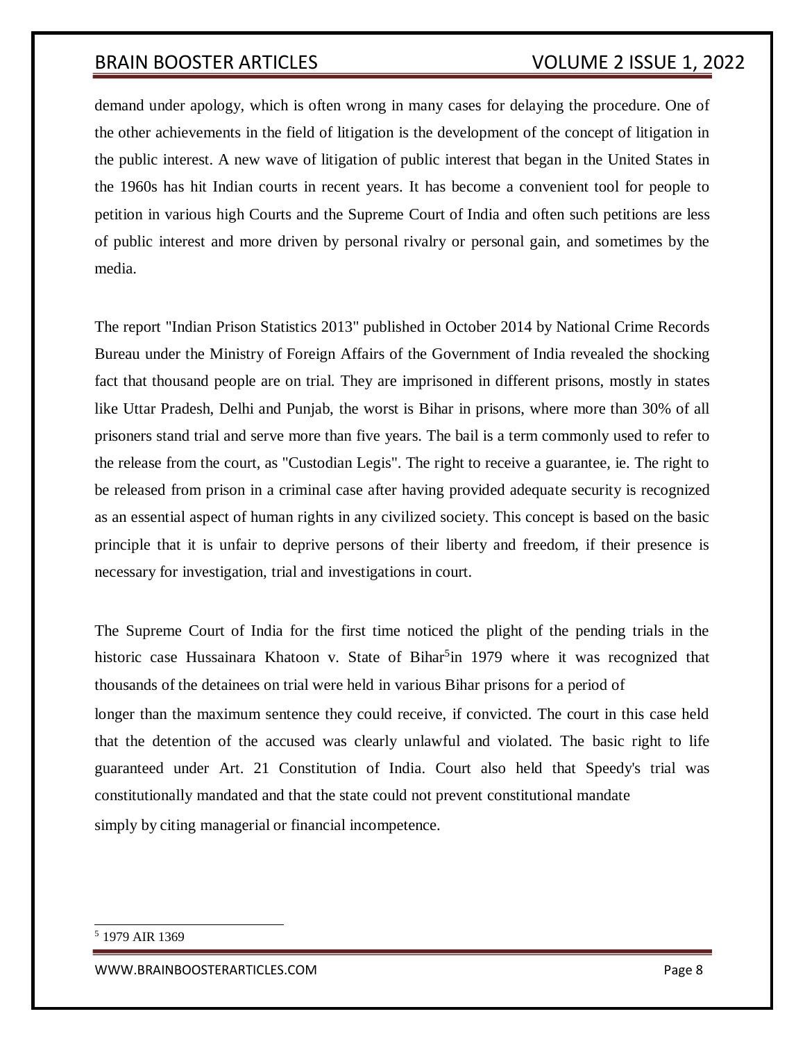demand under apology, which is often wrong in many cases for delaying the procedure. One of the other achievements in the field of litigation is the development of the concept of litigation in the public interest. A new wave of litigation of public interest that began in the United States in the 1960s has hit Indian courts in recent years. It has become a convenient tool for people to petition in various high Courts and the Supreme Court of India and often such petitions are less of public interest and more driven by personal rivalry or personal gain, and sometimes by the media.

The report "Indian Prison Statistics 2013" published in October 2014 by National Crime Records Bureau under the Ministry of Foreign Affairs of the Government of India revealed the shocking fact that thousand people are on trial. They are imprisoned in different prisons, mostly in states like Uttar Pradesh, Delhi and Punjab, the worst is Bihar in prisons, where more than 30% of all prisoners stand trial and serve more than five years. The bail is a term commonly used to refer to the release from the court, as "Custodian Legis". The right to receive a guarantee, ie. The right to be released from prison in a criminal case after having provided adequate security is recognized as an essential aspect of human rights in any civilized society. This concept is based on the basic principle that it is unfair to deprive persons of their liberty and freedom, if their presence is necessary for investigation, trial and investigations in court.

The Supreme Court of India for the first time noticed the plight of the pending trials in the historic case Hussainara Khatoon v. State of Bihar[5]in 1979 where it was recognized that thousands of the detainees on trial were held in various Bihar prisons for a period of longer than the maximum sentence they could receive, if convicted. The court in this case held that the detention of the accused was clearly unlawful and violated. The basic right to life guaranteed under Art. 21 Constitution of India. Court also held that Speedy's trial was constitutionally mandated and that the state could not prevent constitutional mandate simply by citing managerial or financial incompetence.

---

[5] 1979 AIR 1369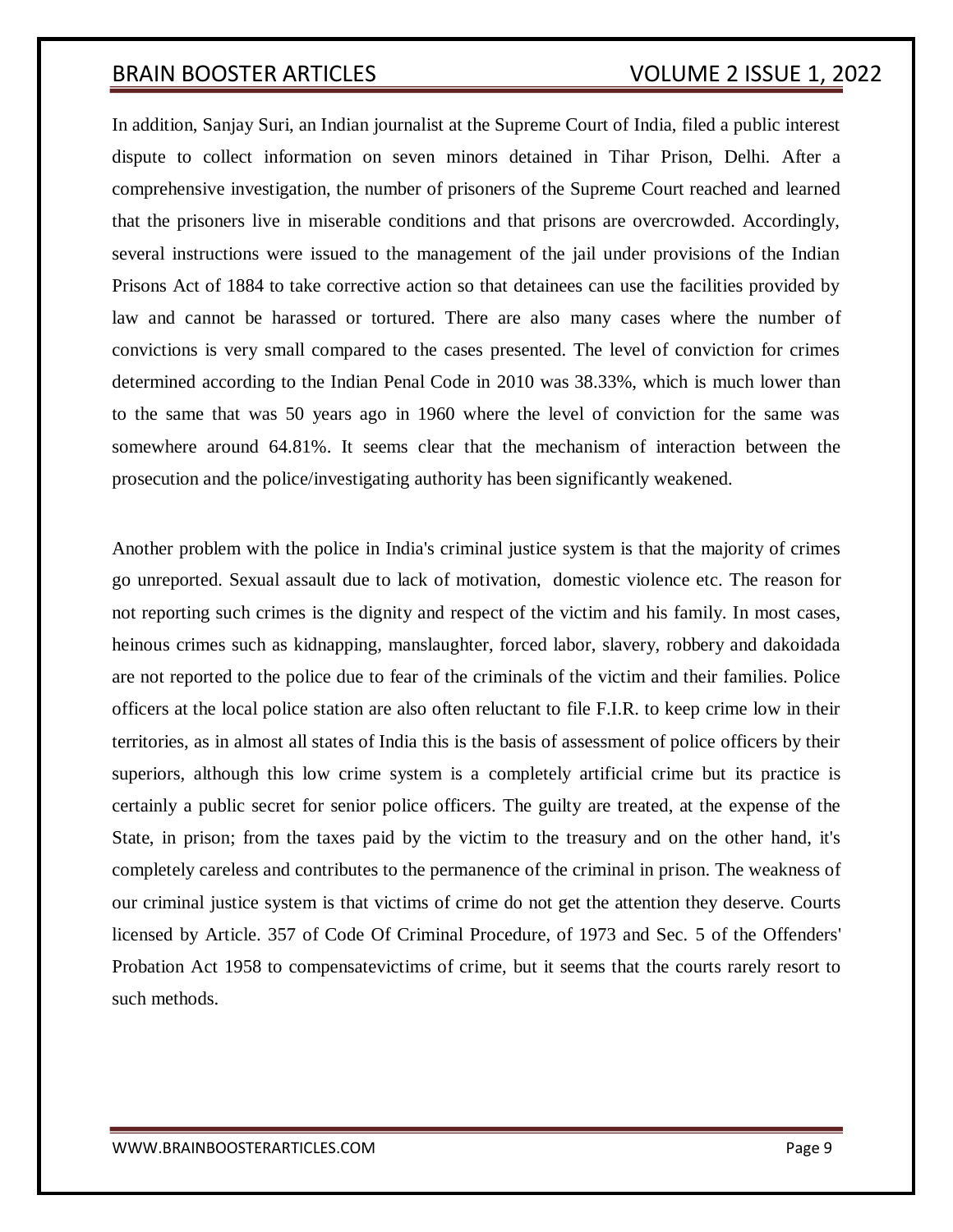In addition, Sanjay Suri, an Indian journalist at the Supreme Court of India, filed a public interest dispute to collect information on seven minors detained in Tihar Prison, Delhi. After a comprehensive investigation, the number of prisoners of the Supreme Court reached and learned that the prisoners live in miserable conditions and that prisons are overcrowded. Accordingly, several instructions were issued to the management of the jail under provisions of the Indian Prisons Act of 1884 to take corrective action so that detainees can use the facilities provided by law and cannot be harassed or tortured. There are also many cases where the number of convictions is very small compared to the cases presented. The level of conviction for crimes determined according to the Indian Penal Code in 2010 was 38.33%, which is much lower than to the same that was 50 years ago in 1960 where the level of conviction for the same was somewhere around 64.81%. It seems clear that the mechanism of interaction between the prosecution and the police/investigating authority has been significantly weakened.

Another problem with the police in India's criminal justice system is that the majority of crimes go unreported. Sexual assault due to lack of motivation, domestic violence etc. The reason for not reporting such crimes is the dignity and respect of the victim and his family. In most cases, heinous crimes such as kidnapping, manslaughter, forced labor, slavery, robbery and dakoidada are not reported to the police due to fear of the criminals of the victim and their families. Police officers at the local police station are also often reluctant to file F.I.R. to keep crime low in their territories, as in almost all states of India this is the basis of assessment of police officers by their superiors, although this low crime system is a completely artificial crime but its practice is certainly a public secret for senior police officers. The guilty are treated, at the expense of the State, in prison; from the taxes paid by the victim to the treasury and on the other hand, it's completely careless and contributes to the permanence of the criminal in prison. The weakness of our criminal justice system is that victims of crime do not get the attention they deserve. Courts licensed by Article. 357 of Code Of Criminal Procedure, of 1973 and Sec. 5 of the Offenders' Probation Act 1958 to compensatevictims of crime, but it seems that the courts rarely resort to such methods.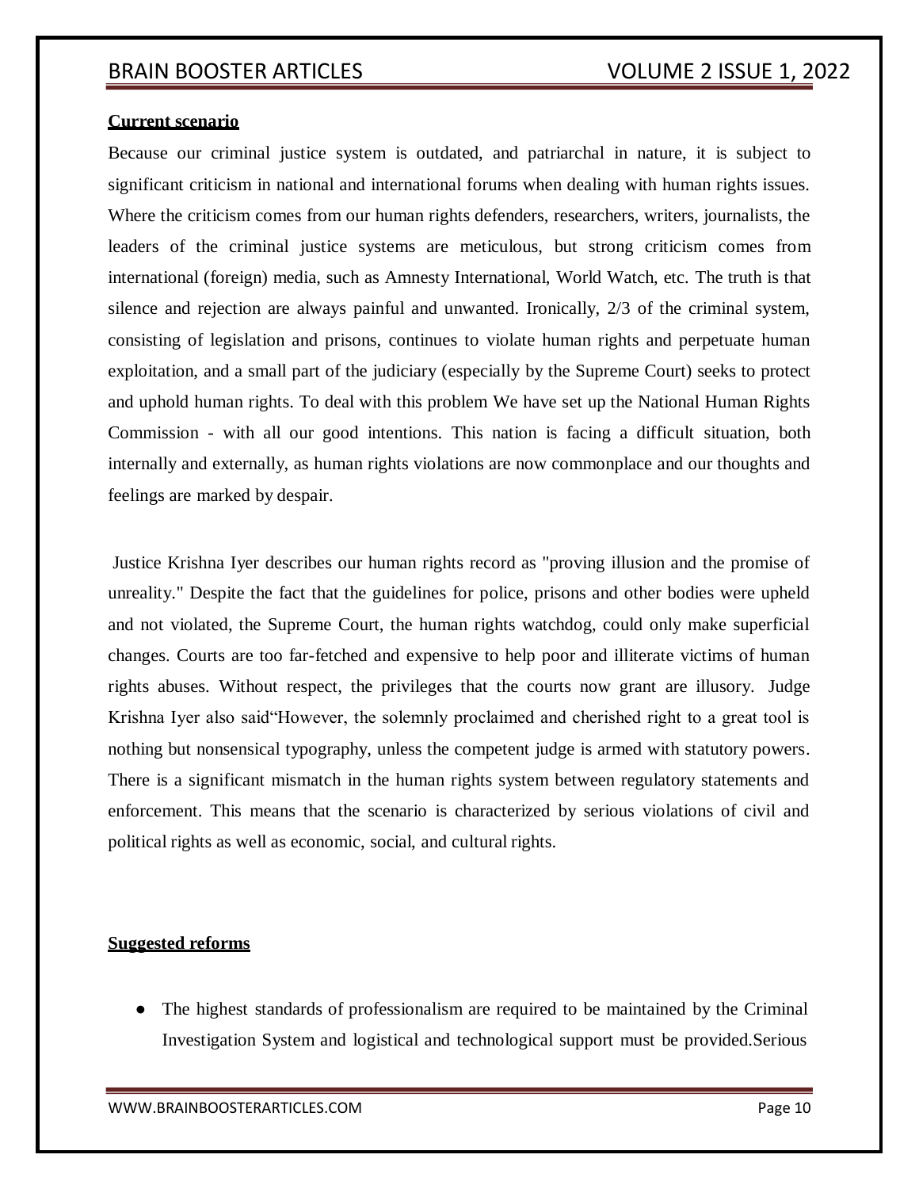**Current scenario**

Because our criminal justice system is outdated, and patriarchal in nature, it is subject to significant criticism in national and international forums when dealing with human rights issues. Where the criticism comes from our human rights defenders, researchers, writers, journalists, the leaders of the criminal justice systems are meticulous, but strong criticism comes from international (foreign) media, such as Amnesty International, World Watch, etc. The truth is that silence and rejection are always painful and unwanted. Ironically, 2/3 of the criminal system, consisting of legislation and prisons, continues to violate human rights and perpetuate human exploitation, and a small part of the judiciary (especially by the Supreme Court) seeks to protect and uphold human rights. To deal with this problem We have set up the National Human Rights Commission - with all our good intentions. This nation is facing a difficult situation, both internally and externally, as human rights violations are now commonplace and our thoughts and feelings are marked by despair.

Justice Krishna Iyer describes our human rights record as "proving illusion and the promise of unreality." Despite the fact that the guidelines for police, prisons and other bodies were upheld and not violated, the Supreme Court, the human rights watchdog, could only make superficial changes. Courts are too far-fetched and expensive to help poor and illiterate victims of human rights abuses. Without respect, the privileges that the courts now grant are illusory. Judge Krishna Iyer also said"However, the solemnly proclaimed and cherished right to a great tool is nothing but nonsensical typography, unless the competent judge is armed with statutory powers. There is a significant mismatch in the human rights system between regulatory statements and enforcement. This means that the scenario is characterized by serious violations of civil and political rights as well as economic, social, and cultural rights.

**Suggested reforms**

- The highest standards of professionalism are required to be maintained by the Criminal Investigation System and logistical and technological support must be provided.Serious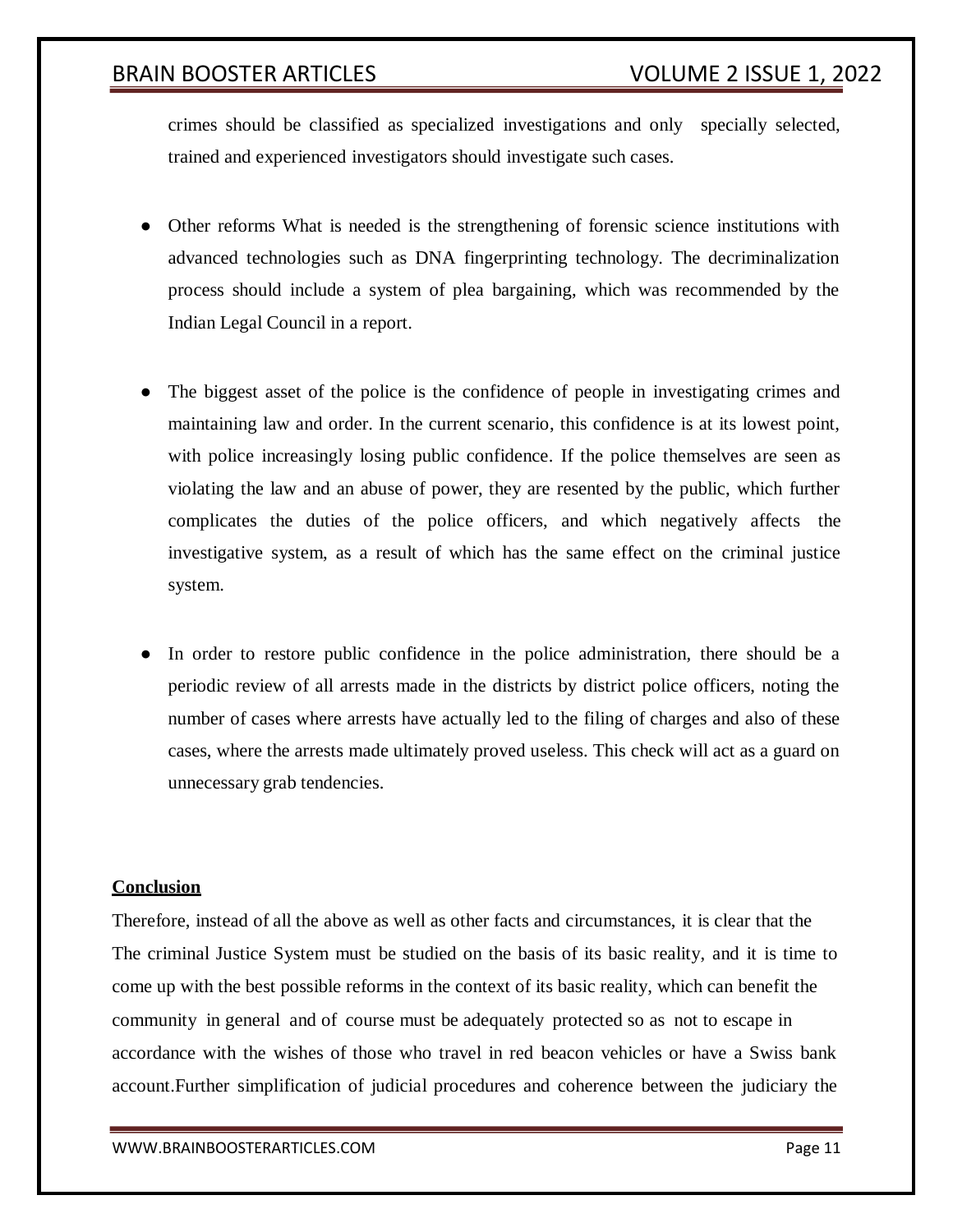crimes should be classified as specialized investigations and only specially selected, trained and experienced investigators should investigate such cases.

- Other reforms What is needed is the strengthening of forensic science institutions with advanced technologies such as DNA fingerprinting technology. The decriminalization process should include a system of plea bargaining, which was recommended by the Indian Legal Council in a report.

- The biggest asset of the police is the confidence of people in investigating crimes and maintaining law and order. In the current scenario, this confidence is at its lowest point, with police increasingly losing public confidence. If the police themselves are seen as violating the law and an abuse of power, they are resented by the public, which further complicates the duties of the police officers, and which negatively affects the investigative system, as a result of which has the same effect on the criminal justice system.

- In order to restore public confidence in the police administration, there should be a periodic review of all arrests made in the districts by district police officers, noting the number of cases where arrests have actually led to the filing of charges and also of these cases, where the arrests made ultimately proved useless. This check will act as a guard on unnecessary grab tendencies.

**Conclusion**

Therefore, instead of all the above as well as other facts and circumstances, it is clear that the The criminal Justice System must be studied on the basis of its basic reality, and it is time to come up with the best possible reforms in the context of its basic reality, which can benefit the community in general and of course must be adequately protected so as not to escape in accordance with the wishes of those who travel in red beacon vehicles or have a Swiss bank account.Further simplification of judicial procedures and coherence between the judiciary the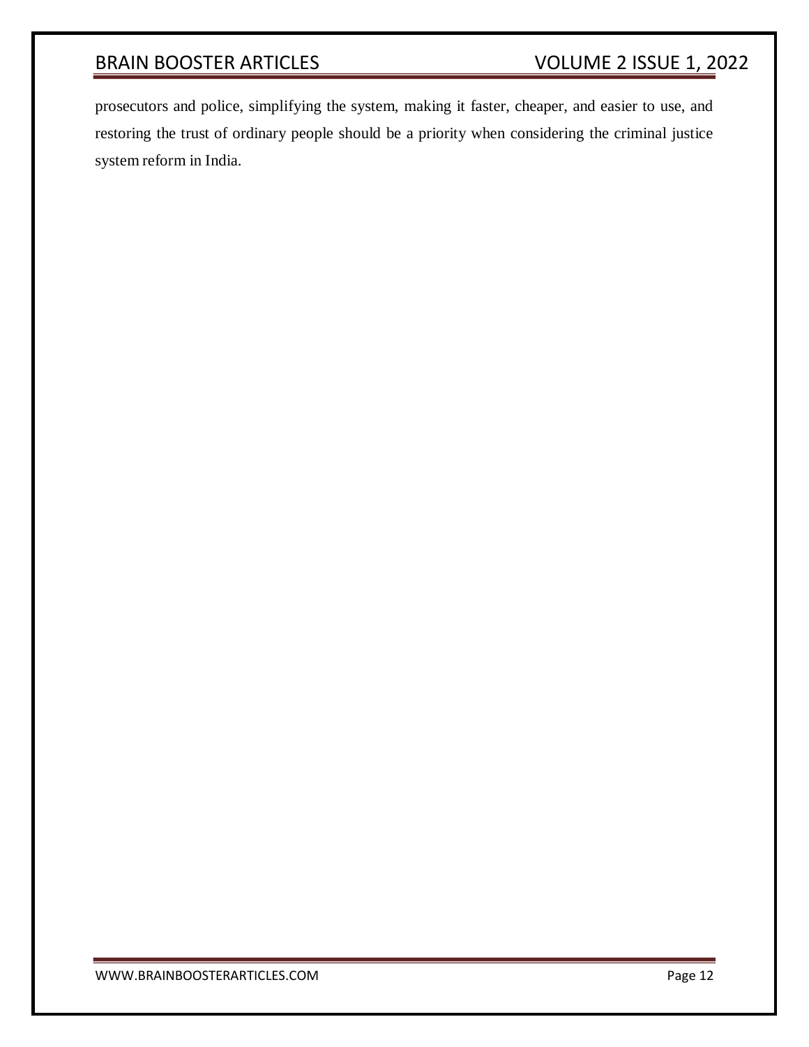prosecutors and police, simplifying the system, making it faster, cheaper, and easier to use, and restoring the trust of ordinary people should be a priority when considering the criminal justice system reform in India.